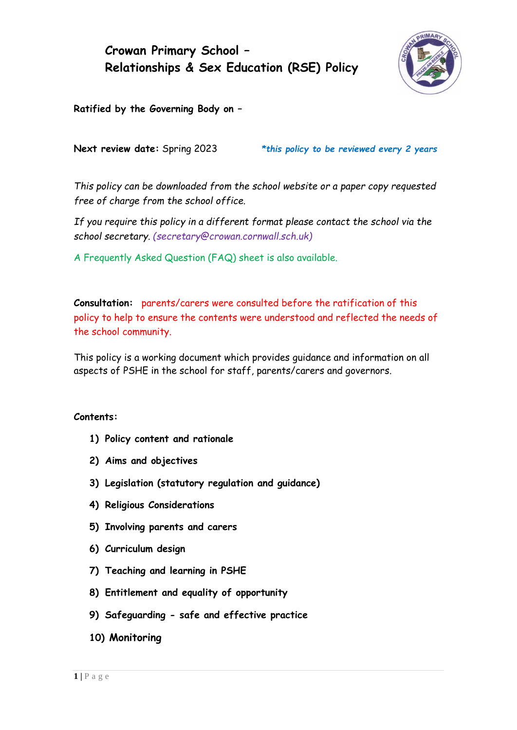# Crowan Primary School –
# Relationships & Sex Education (RSE) Policy

**Ratified by the Governing Body on –**

**Next review date:** Spring 2023 ***this policy to be reviewed every 2 years***

*This policy can be downloaded from the school website or a paper copy requested free of charge from the school office.*

*If you require this policy in a different format please contact the school via the school secretary. (secretary@crowan.cornwall.sch.uk)*

A Frequently Asked Question (FAQ) sheet is also available.

**Consultation:** parents/carers were consulted before the ratification of this policy to help to ensure the contents were understood and reflected the needs of the school community.

This policy is a working document which provides guidance and information on all aspects of PSHE in the school for staff, parents/carers and governors.

**Contents:**

1) **Policy content and rationale**
2) **Aims and objectives**
3) **Legislation (statutory regulation and guidance)**
4) **Religious Considerations**
5) **Involving parents and carers**
6) **Curriculum design**
7) **Teaching and learning in PSHE**
8) **Entitlement and equality of opportunity**
9) **Safeguarding - safe and effective practice**
10) **Monitoring**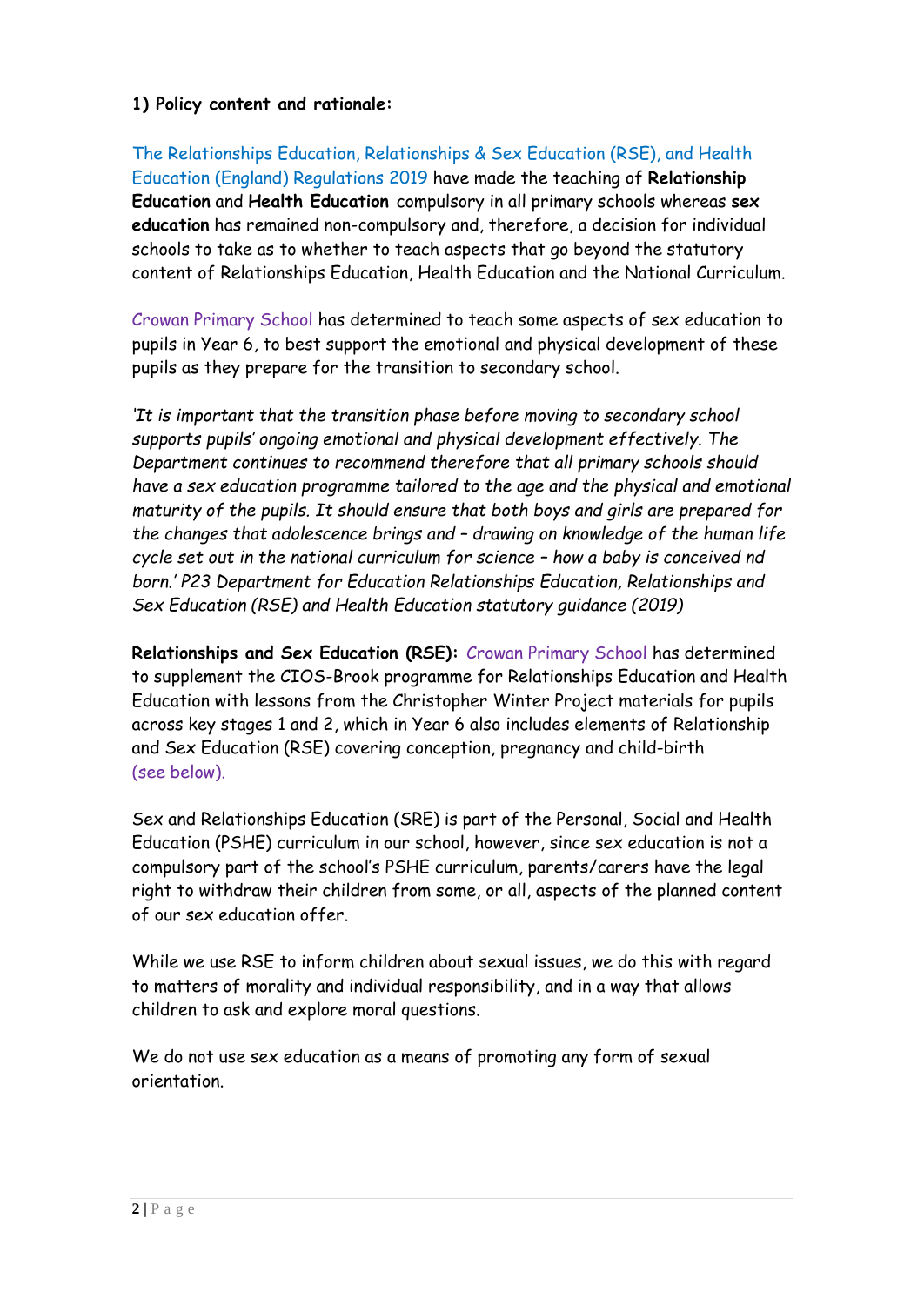**1) Policy content and rationale:**

The Relationships Education, Relationships & Sex Education (RSE), and Health Education (England) Regulations 2019 have made the teaching of **Relationship Education** and **Health Education** compulsory in all primary schools whereas **sex education** has remained non-compulsory and, therefore, a decision for individual schools to take as to whether to teach aspects that go beyond the statutory content of Relationships Education, Health Education and the National Curriculum.

Crowan Primary School has determined to teach some aspects of sex education to pupils in Year 6, to best support the emotional and physical development of these pupils as they prepare for the transition to secondary school.

*'It is important that the transition phase before moving to secondary school supports pupils' ongoing emotional and physical development effectively. The Department continues to recommend therefore that all primary schools should have a sex education programme tailored to the age and the physical and emotional maturity of the pupils. It should ensure that both boys and girls are prepared for the changes that adolescence brings and – drawing on knowledge of the human life cycle set out in the national curriculum for science – how a baby is conceived nd born.' P23 Department for Education Relationships Education, Relationships and Sex Education (RSE) and Health Education statutory guidance (2019)*

**Relationships and Sex Education (RSE):** Crowan Primary School has determined to supplement the CIOS-Brook programme for Relationships Education and Health Education with lessons from the Christopher Winter Project materials for pupils across key stages 1 and 2, which in Year 6 also includes elements of Relationship and Sex Education (RSE) covering conception, pregnancy and child-birth (see below).

Sex and Relationships Education (SRE) is part of the Personal, Social and Health Education (PSHE) curriculum in our school, however, since sex education is not a compulsory part of the school's PSHE curriculum, parents/carers have the legal right to withdraw their children from some, or all, aspects of the planned content of our sex education offer.

While we use RSE to inform children about sexual issues, we do this with regard to matters of morality and individual responsibility, and in a way that allows children to ask and explore moral questions.

We do not use sex education as a means of promoting any form of sexual orientation.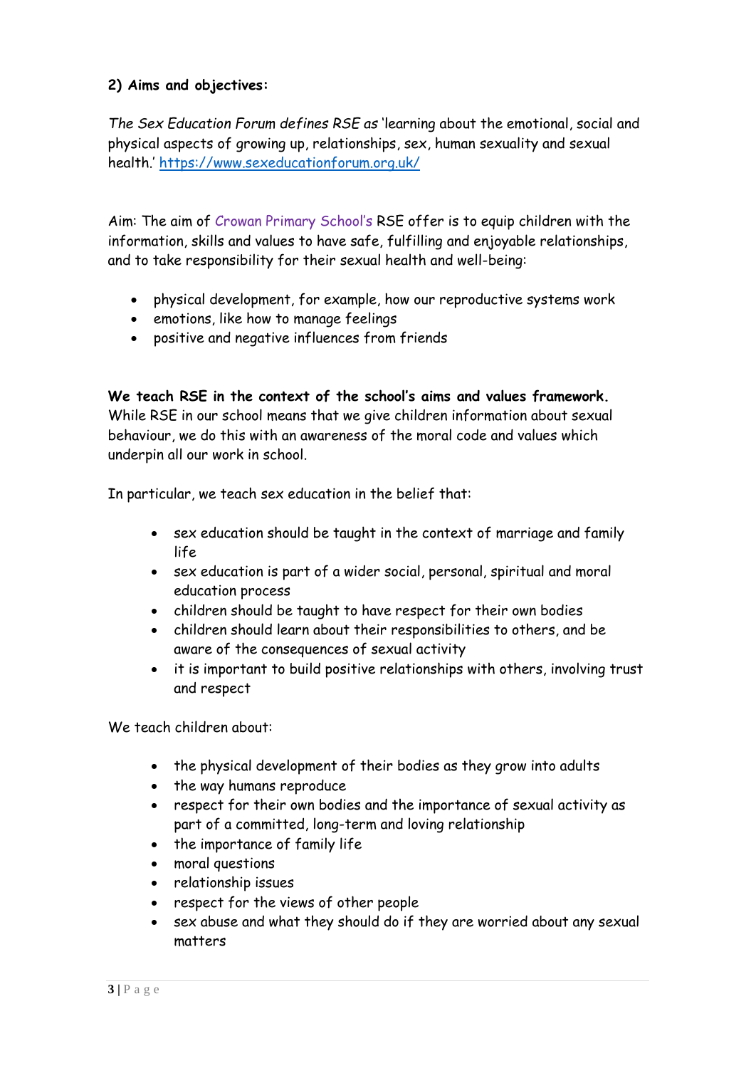**2) Aims and objectives:**

*The Sex Education Forum defines RSE as* 'learning about the emotional, social and physical aspects of growing up, relationships, sex, human sexuality and sexual health.' [https://www.sexeducationforum.org.uk/](https://www.sexeducationforum.org.uk/)

Aim: The aim of Crowan Primary School's RSE offer is to equip children with the information, skills and values to have safe, fulfilling and enjoyable relationships, and to take responsibility for their sexual health and well-being:

- physical development, for example, how our reproductive systems work
- emotions, like how to manage feelings
- positive and negative influences from friends

**We teach RSE in the context of the school's aims and values framework.** While RSE in our school means that we give children information about sexual behaviour, we do this with an awareness of the moral code and values which underpin all our work in school.

In particular, we teach sex education in the belief that:

- sex education should be taught in the context of marriage and family life
- sex education is part of a wider social, personal, spiritual and moral education process
- children should be taught to have respect for their own bodies
- children should learn about their responsibilities to others, and be aware of the consequences of sexual activity
- it is important to build positive relationships with others, involving trust and respect

We teach children about:

- the physical development of their bodies as they grow into adults
- the way humans reproduce
- respect for their own bodies and the importance of sexual activity as part of a committed, long-term and loving relationship
- the importance of family life
- moral questions
- relationship issues
- respect for the views of other people
- sex abuse and what they should do if they are worried about any sexual matters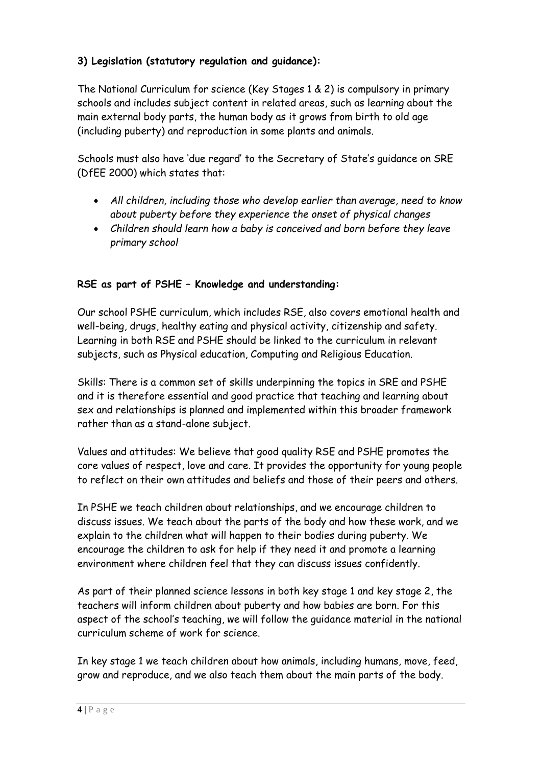### 3) Legislation (statutory regulation and guidance):

The National Curriculum for science (Key Stages 1 & 2) is compulsory in primary schools and includes subject content in related areas, such as learning about the main external body parts, the human body as it grows from birth to old age (including puberty) and reproduction in some plants and animals.

Schools must also have 'due regard' to the Secretary of State's guidance on SRE (DfEE 2000) which states that:

- *All children, including those who develop earlier than average, need to know about puberty before they experience the onset of physical changes*
- *Children should learn how a baby is conceived and born before they leave primary school*

### RSE as part of PSHE – Knowledge and understanding:

Our school PSHE curriculum, which includes RSE, also covers emotional health and well-being, drugs, healthy eating and physical activity, citizenship and safety. Learning in both RSE and PSHE should be linked to the curriculum in relevant subjects, such as Physical education, Computing and Religious Education.

Skills: There is a common set of skills underpinning the topics in SRE and PSHE and it is therefore essential and good practice that teaching and learning about sex and relationships is planned and implemented within this broader framework rather than as a stand-alone subject.

Values and attitudes: We believe that good quality RSE and PSHE promotes the core values of respect, love and care. It provides the opportunity for young people to reflect on their own attitudes and beliefs and those of their peers and others.

In PSHE we teach children about relationships, and we encourage children to discuss issues. We teach about the parts of the body and how these work, and we explain to the children what will happen to their bodies during puberty. We encourage the children to ask for help if they need it and promote a learning environment where children feel that they can discuss issues confidently.

As part of their planned science lessons in both key stage 1 and key stage 2, the teachers will inform children about puberty and how babies are born. For this aspect of the school's teaching, we will follow the guidance material in the national curriculum scheme of work for science.

In key stage 1 we teach children about how animals, including humans, move, feed, grow and reproduce, and we also teach them about the main parts of the body.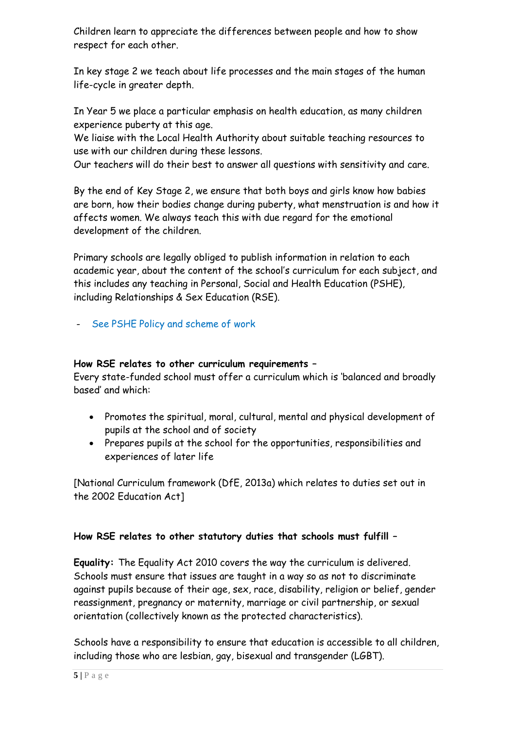Children learn to appreciate the differences between people and how to show respect for each other.

In key stage 2 we teach about life processes and the main stages of the human life-cycle in greater depth.

In Year 5 we place a particular emphasis on health education, as many children experience puberty at this age.
We liaise with the Local Health Authority about suitable teaching resources to use with our children during these lessons.
Our teachers will do their best to answer all questions with sensitivity and care.

By the end of Key Stage 2, we ensure that both boys and girls know how babies are born, how their bodies change during puberty, what menstruation is and how it affects women. We always teach this with due regard for the emotional development of the children.

Primary schools are legally obliged to publish information in relation to each academic year, about the content of the school's curriculum for each subject, and this includes any teaching in Personal, Social and Health Education (PSHE), including Relationships & Sex Education (RSE).

- See PSHE Policy and scheme of work

**How RSE relates to other curriculum requirements –**
Every state-funded school must offer a curriculum which is 'balanced and broadly based' and which:

- Promotes the spiritual, moral, cultural, mental and physical development of pupils at the school and of society
- Prepares pupils at the school for the opportunities, responsibilities and experiences of later life

[National Curriculum framework (DfE, 2013a) which relates to duties set out in the 2002 Education Act]

**How RSE relates to other statutory duties that schools must fulfill –**

**Equality:** The Equality Act 2010 covers the way the curriculum is delivered. Schools must ensure that issues are taught in a way so as not to discriminate against pupils because of their age, sex, race, disability, religion or belief, gender reassignment, pregnancy or maternity, marriage or civil partnership, or sexual orientation (collectively known as the protected characteristics).

Schools have a responsibility to ensure that education is accessible to all children, including those who are lesbian, gay, bisexual and transgender (LGBT).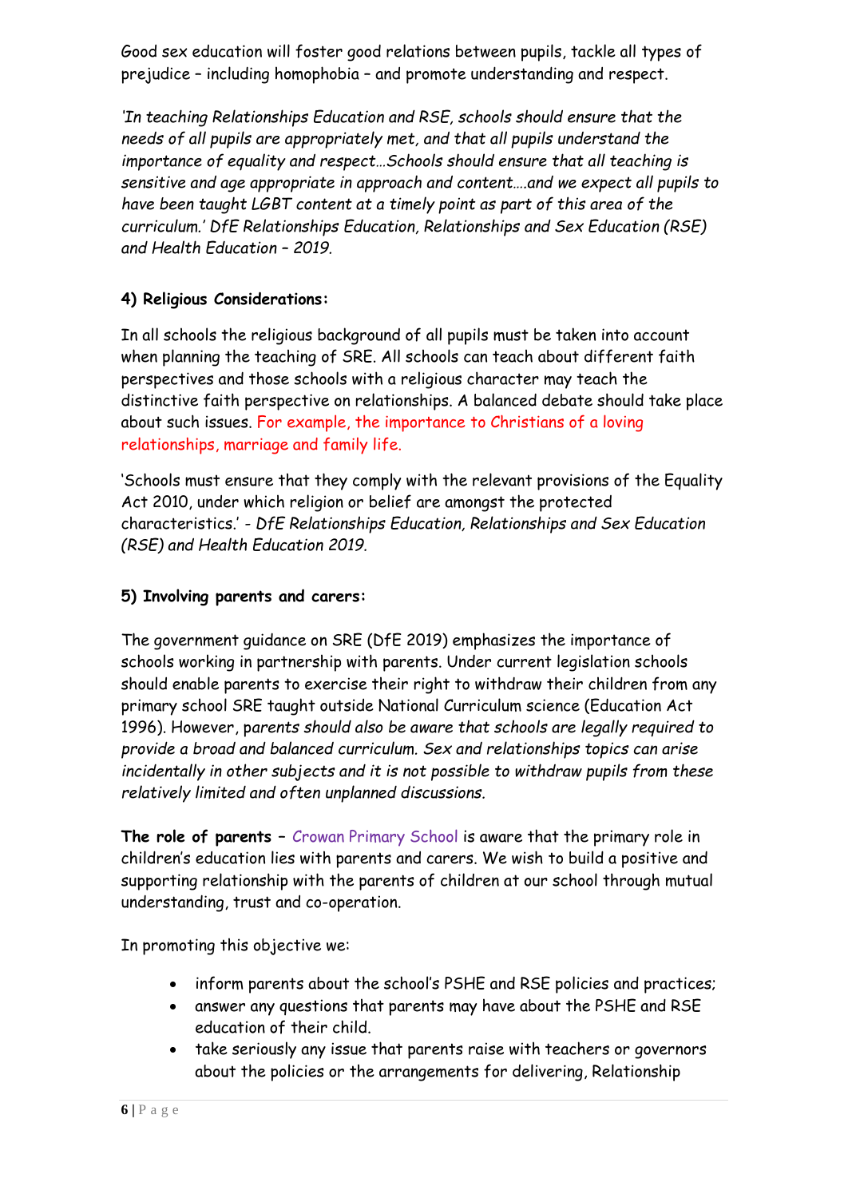Good sex education will foster good relations between pupils, tackle all types of prejudice – including homophobia – and promote understanding and respect.

*'In teaching Relationships Education and RSE, schools should ensure that the needs of all pupils are appropriately met, and that all pupils understand the importance of equality and respect…Schools should ensure that all teaching is sensitive and age appropriate in approach and content….and we expect all pupils to have been taught LGBT content at a timely point as part of this area of the curriculum.' DfE Relationships Education, Relationships and Sex Education (RSE) and Health Education – 2019.*

**4) Religious Considerations:**

In all schools the religious background of all pupils must be taken into account when planning the teaching of SRE. All schools can teach about different faith perspectives and those schools with a religious character may teach the distinctive faith perspective on relationships. A balanced debate should take place about such issues. For example, the importance to Christians of a loving relationships, marriage and family life.

'Schools must ensure that they comply with the relevant provisions of the Equality Act 2010, under which religion or belief are amongst the protected characteristics.' - *DfE Relationships Education, Relationships and Sex Education (RSE) and Health Education 2019.*

**5) Involving parents and carers:**

The government guidance on SRE (DfE 2019) emphasizes the importance of schools working in partnership with parents. Under current legislation schools should enable parents to exercise their right to withdraw their children from any primary school SRE taught outside National Curriculum science (Education Act 1996). However, p*arents should also be aware that schools are legally required to provide a broad and balanced curriculum. Sex and relationships topics can arise incidentally in other subjects and it is not possible to withdraw pupils from these relatively limited and often unplanned discussions.*

**The role of parents** – Crowan Primary School is aware that the primary role in children's education lies with parents and carers. We wish to build a positive and supporting relationship with the parents of children at our school through mutual understanding, trust and co-operation.

In promoting this objective we:

- inform parents about the school's PSHE and RSE policies and practices;
- answer any questions that parents may have about the PSHE and RSE education of their child.
- take seriously any issue that parents raise with teachers or governors about the policies or the arrangements for delivering, Relationship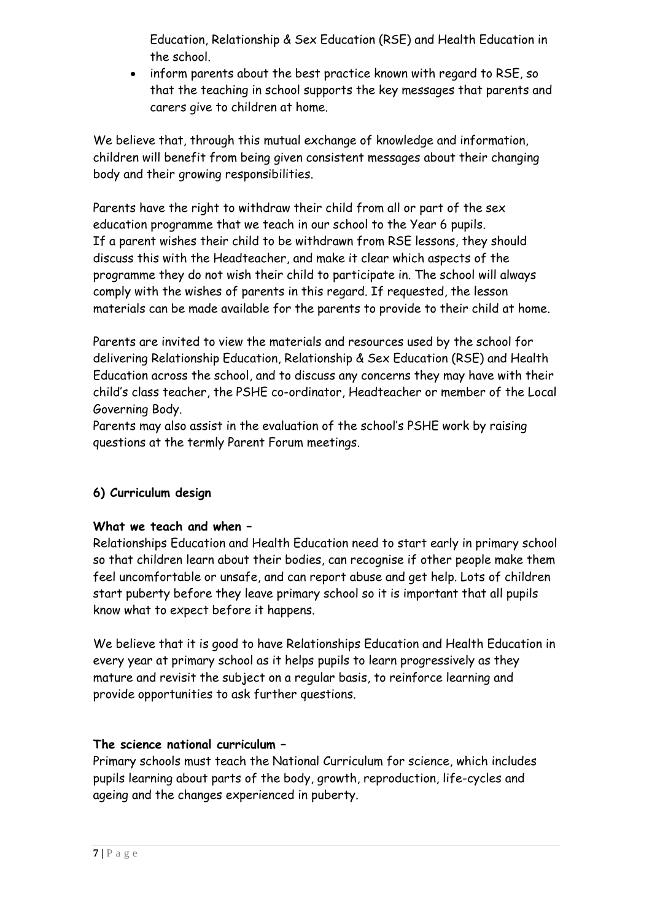Education, Relationship & Sex Education (RSE) and Health Education in the school.

- inform parents about the best practice known with regard to RSE, so that the teaching in school supports the key messages that parents and carers give to children at home.

We believe that, through this mutual exchange of knowledge and information, children will benefit from being given consistent messages about their changing body and their growing responsibilities.

Parents have the right to withdraw their child from all or part of the sex education programme that we teach in our school to the Year 6 pupils.
If a parent wishes their child to be withdrawn from RSE lessons, they should discuss this with the Headteacher, and make it clear which aspects of the programme they do not wish their child to participate in. The school will always comply with the wishes of parents in this regard. If requested, the lesson materials can be made available for the parents to provide to their child at home.

Parents are invited to view the materials and resources used by the school for delivering Relationship Education, Relationship & Sex Education (RSE) and Health Education across the school, and to discuss any concerns they may have with their child's class teacher, the PSHE co-ordinator, Headteacher or member of the Local Governing Body.
Parents may also assist in the evaluation of the school's PSHE work by raising questions at the termly Parent Forum meetings.

**6) Curriculum design**

**What we teach and when –**

Relationships Education and Health Education need to start early in primary school so that children learn about their bodies, can recognise if other people make them feel uncomfortable or unsafe, and can report abuse and get help. Lots of children start puberty before they leave primary school so it is important that all pupils know what to expect before it happens.

We believe that it is good to have Relationships Education and Health Education in every year at primary school as it helps pupils to learn progressively as they mature and revisit the subject on a regular basis, to reinforce learning and provide opportunities to ask further questions.

**The science national curriculum –**

Primary schools must teach the National Curriculum for science, which includes pupils learning about parts of the body, growth, reproduction, life-cycles and ageing and the changes experienced in puberty.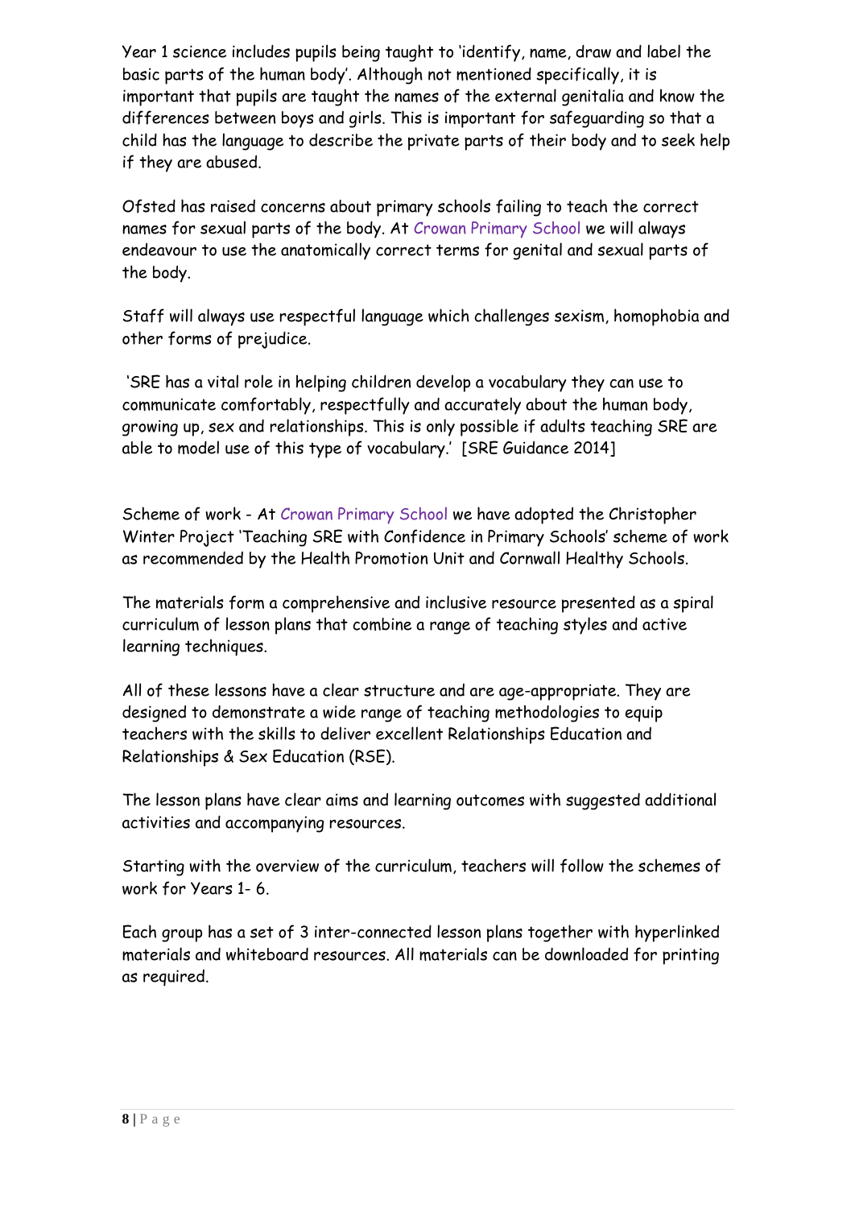Year 1 science includes pupils being taught to 'identify, name, draw and label the basic parts of the human body'. Although not mentioned specifically, it is important that pupils are taught the names of the external genitalia and know the differences between boys and girls. This is important for safeguarding so that a child has the language to describe the private parts of their body and to seek help if they are abused.

Ofsted has raised concerns about primary schools failing to teach the correct names for sexual parts of the body. At Crowan Primary School we will always endeavour to use the anatomically correct terms for genital and sexual parts of the body.

Staff will always use respectful language which challenges sexism, homophobia and other forms of prejudice.

'SRE has a vital role in helping children develop a vocabulary they can use to communicate comfortably, respectfully and accurately about the human body, growing up, sex and relationships. This is only possible if adults teaching SRE are able to model use of this type of vocabulary.' [SRE Guidance 2014]

Scheme of work - At Crowan Primary School we have adopted the Christopher Winter Project 'Teaching SRE with Confidence in Primary Schools' scheme of work as recommended by the Health Promotion Unit and Cornwall Healthy Schools.

The materials form a comprehensive and inclusive resource presented as a spiral curriculum of lesson plans that combine a range of teaching styles and active learning techniques.

All of these lessons have a clear structure and are age-appropriate. They are designed to demonstrate a wide range of teaching methodologies to equip teachers with the skills to deliver excellent Relationships Education and Relationships & Sex Education (RSE).

The lesson plans have clear aims and learning outcomes with suggested additional activities and accompanying resources.

Starting with the overview of the curriculum, teachers will follow the schemes of work for Years 1- 6.

Each group has a set of 3 inter-connected lesson plans together with hyperlinked materials and whiteboard resources. All materials can be downloaded for printing as required.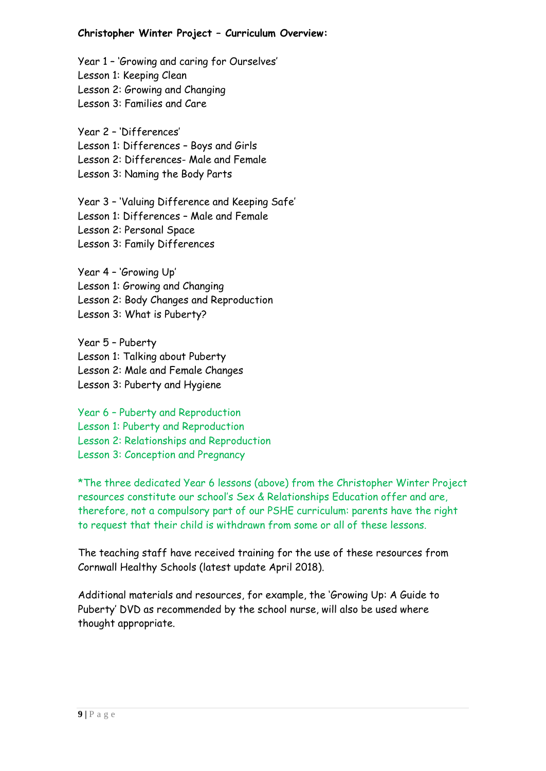**Christopher Winter Project – Curriculum Overview:**

Year 1 – 'Growing and caring for Ourselves'
Lesson 1: Keeping Clean
Lesson 2: Growing and Changing
Lesson 3: Families and Care

Year 2 – 'Differences'
Lesson 1: Differences – Boys and Girls
Lesson 2: Differences- Male and Female
Lesson 3: Naming the Body Parts

Year 3 – 'Valuing Difference and Keeping Safe'
Lesson 1: Differences – Male and Female
Lesson 2: Personal Space
Lesson 3: Family Differences

Year 4 – 'Growing Up'
Lesson 1: Growing and Changing
Lesson 2: Body Changes and Reproduction
Lesson 3: What is Puberty?

Year 5 – Puberty
Lesson 1: Talking about Puberty
Lesson 2: Male and Female Changes
Lesson 3: Puberty and Hygiene

Year 6 – Puberty and Reproduction
Lesson 1: Puberty and Reproduction
Lesson 2: Relationships and Reproduction
Lesson 3: Conception and Pregnancy

*The three dedicated Year 6 lessons (above) from the Christopher Winter Project resources constitute our school's Sex & Relationships Education offer and are, therefore, not a compulsory part of our PSHE curriculum: parents have the right to request that their child is withdrawn from some or all of these lessons.

The teaching staff have received training for the use of these resources from Cornwall Healthy Schools (latest update April 2018).

Additional materials and resources, for example, the 'Growing Up: A Guide to Puberty' DVD as recommended by the school nurse, will also be used where thought appropriate.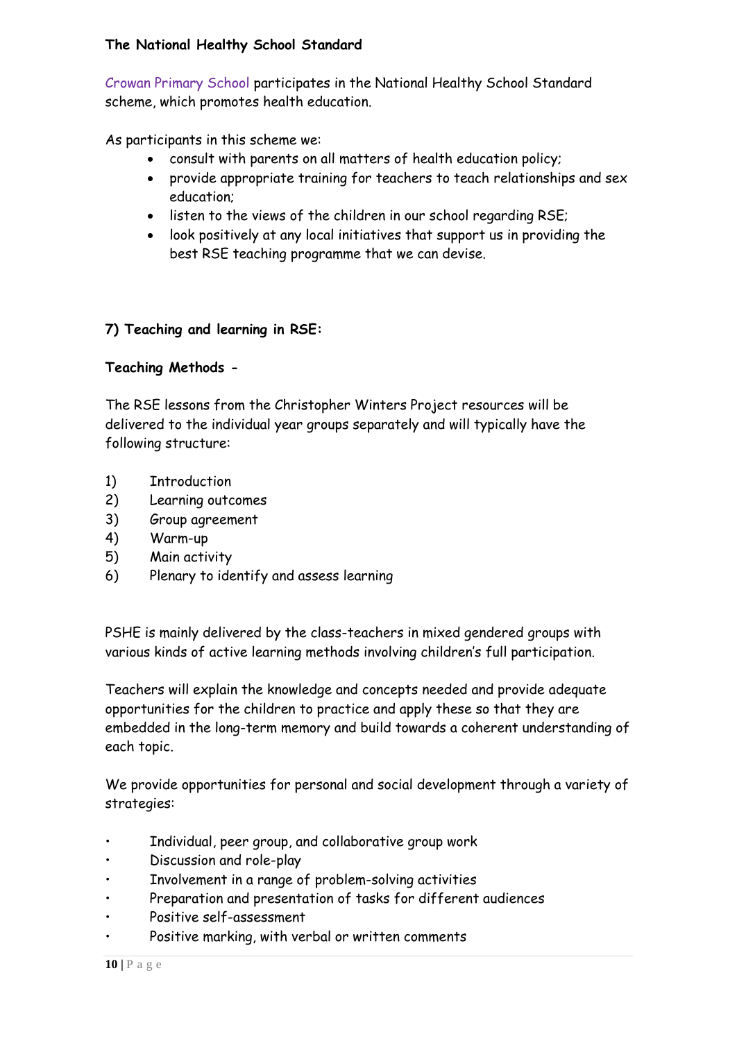**The National Healthy School Standard**

Crowan Primary School participates in the National Healthy School Standard scheme, which promotes health education.

As participants in this scheme we:

- consult with parents on all matters of health education policy;
- provide appropriate training for teachers to teach relationships and sex education;
- listen to the views of the children in our school regarding RSE;
- look positively at any local initiatives that support us in providing the best RSE teaching programme that we can devise.

**7) Teaching and learning in RSE:**

**Teaching Methods -**

The RSE lessons from the Christopher Winters Project resources will be delivered to the individual year groups separately and will typically have the following structure:

1) Introduction
2) Learning outcomes
3) Group agreement
4) Warm-up
5) Main activity
6) Plenary to identify and assess learning

PSHE is mainly delivered by the class-teachers in mixed gendered groups with various kinds of active learning methods involving children's full participation.

Teachers will explain the knowledge and concepts needed and provide adequate opportunities for the children to practice and apply these so that they are embedded in the long-term memory and build towards a coherent understanding of each topic.

We provide opportunities for personal and social development through a variety of strategies:

- Individual, peer group, and collaborative group work
- Discussion and role-play
- Involvement in a range of problem-solving activities
- Preparation and presentation of tasks for different audiences
- Positive self-assessment
- Positive marking, with verbal or written comments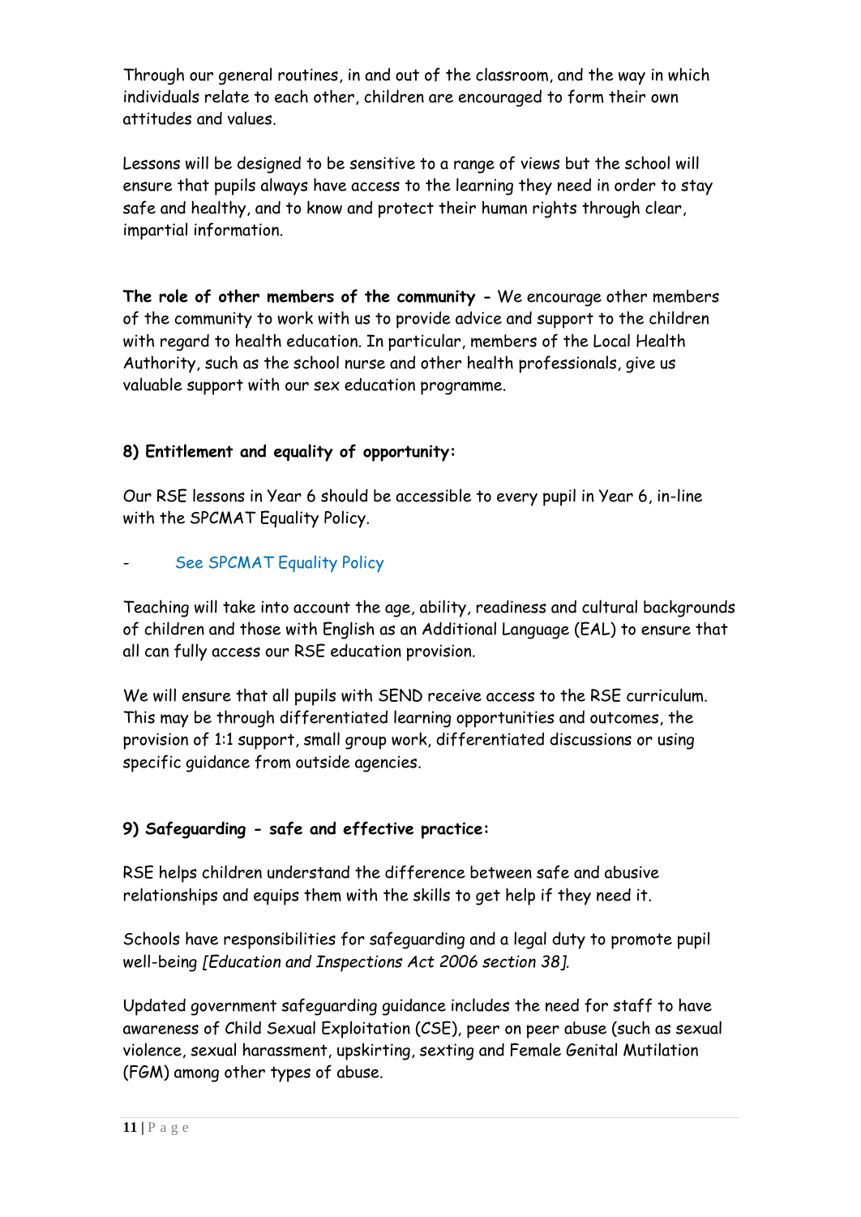Through our general routines, in and out of the classroom, and the way in which individuals relate to each other, children are encouraged to form their own attitudes and values.

Lessons will be designed to be sensitive to a range of views but the school will ensure that pupils always have access to the learning they need in order to stay safe and healthy, and to know and protect their human rights through clear, impartial information.

**The role of other members of the community -** We encourage other members of the community to work with us to provide advice and support to the children with regard to health education. In particular, members of the Local Health Authority, such as the school nurse and other health professionals, give us valuable support with our sex education programme.

### 8) Entitlement and equality of opportunity:

Our RSE lessons in Year 6 should be accessible to every pupil in Year 6, in-line with the SPCMAT Equality Policy.

- See SPCMAT Equality Policy

Teaching will take into account the age, ability, readiness and cultural backgrounds of children and those with English as an Additional Language (EAL) to ensure that all can fully access our RSE education provision.

We will ensure that all pupils with SEND receive access to the RSE curriculum. This may be through differentiated learning opportunities and outcomes, the provision of 1:1 support, small group work, differentiated discussions or using specific guidance from outside agencies.

### 9) Safeguarding - safe and effective practice:

RSE helps children understand the difference between safe and abusive relationships and equips them with the skills to get help if they need it.

Schools have responsibilities for safeguarding and a legal duty to promote pupil well-being *[Education and Inspections Act 2006 section 38].*

Updated government safeguarding guidance includes the need for staff to have awareness of Child Sexual Exploitation (CSE), peer on peer abuse (such as sexual violence, sexual harassment, upskirting, sexting and Female Genital Mutilation (FGM) among other types of abuse.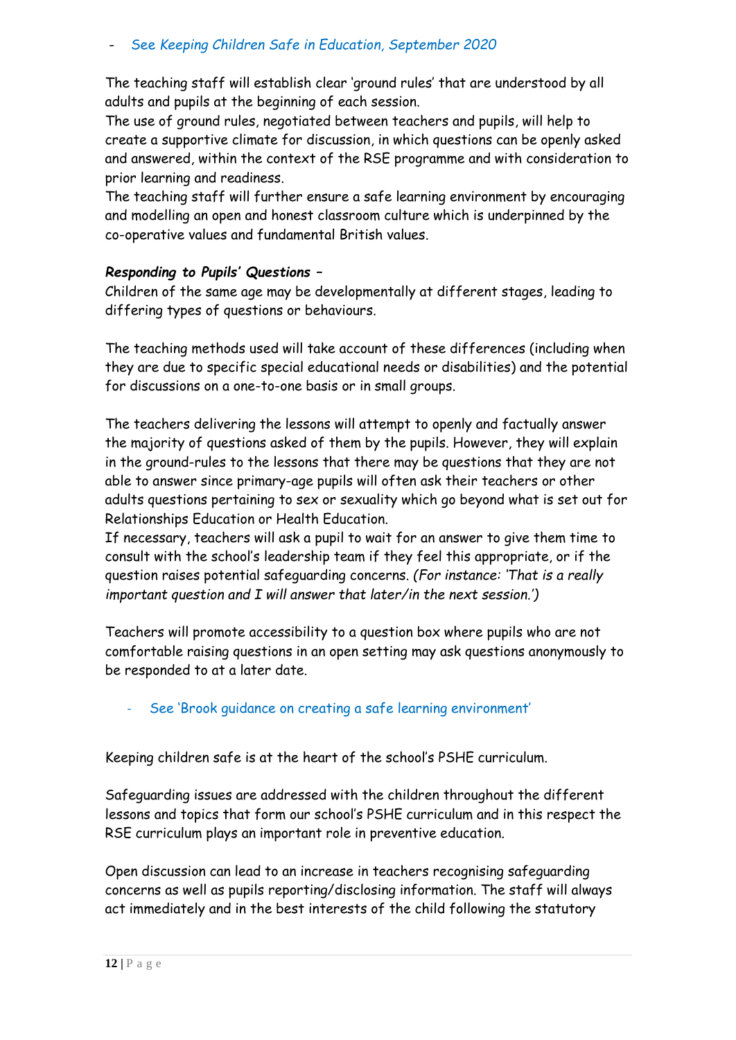- *See Keeping Children Safe in Education, September 2020*

The teaching staff will establish clear 'ground rules' that are understood by all adults and pupils at the beginning of each session.
The use of ground rules, negotiated between teachers and pupils, will help to create a supportive climate for discussion, in which questions can be openly asked and answered, within the context of the RSE programme and with consideration to prior learning and readiness.
The teaching staff will further ensure a safe learning environment by encouraging and modelling an open and honest classroom culture which is underpinned by the co-operative values and fundamental British values.

***Responding to Pupils' Questions –***
Children of the same age may be developmentally at different stages, leading to differing types of questions or behaviours.

The teaching methods used will take account of these differences (including when they are due to specific special educational needs or disabilities) and the potential for discussions on a one-to-one basis or in small groups.

The teachers delivering the lessons will attempt to openly and factually answer the majority of questions asked of them by the pupils. However, they will explain in the ground-rules to the lessons that there may be questions that they are not able to answer since primary-age pupils will often ask their teachers or other adults questions pertaining to sex or sexuality which go beyond what is set out for Relationships Education or Health Education.
If necessary, teachers will ask a pupil to wait for an answer to give them time to consult with the school's leadership team if they feel this appropriate, or if the question raises potential safeguarding concerns. *(For instance: 'That is a really important question and I will answer that later/in the next session.')*

Teachers will promote accessibility to a question box where pupils who are not comfortable raising questions in an open setting may ask questions anonymously to be responded to at a later date.

- See 'Brook guidance on creating a safe learning environment'

Keeping children safe is at the heart of the school's PSHE curriculum.

Safeguarding issues are addressed with the children throughout the different lessons and topics that form our school's PSHE curriculum and in this respect the RSE curriculum plays an important role in preventive education.

Open discussion can lead to an increase in teachers recognising safeguarding concerns as well as pupils reporting/disclosing information. The staff will always act immediately and in the best interests of the child following the statutory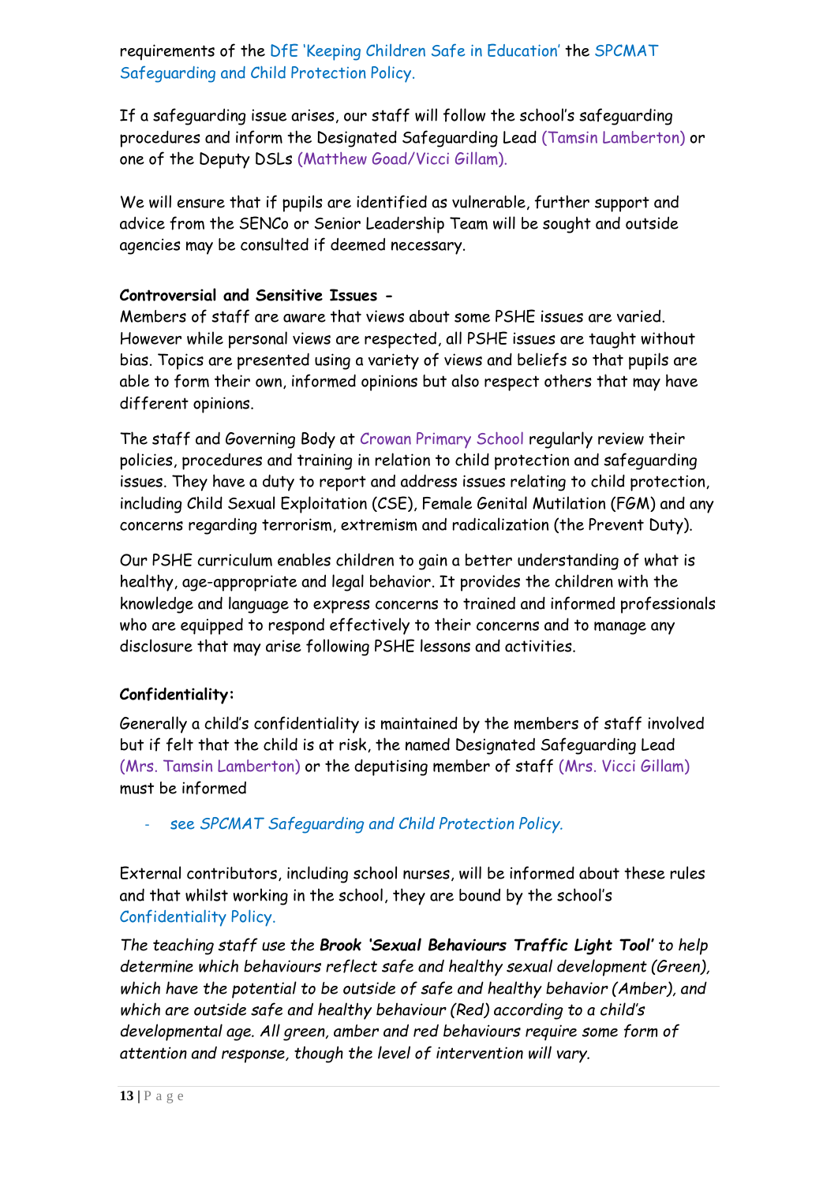requirements of the DfE 'Keeping Children Safe in Education' the SPCMAT Safeguarding and Child Protection Policy.

If a safeguarding issue arises, our staff will follow the school's safeguarding procedures and inform the Designated Safeguarding Lead (Tamsin Lamberton) or one of the Deputy DSLs (Matthew Goad/Vicci Gillam).

We will ensure that if pupils are identified as vulnerable, further support and advice from the SENCo or Senior Leadership Team will be sought and outside agencies may be consulted if deemed necessary.

**Controversial and Sensitive Issues -**

Members of staff are aware that views about some PSHE issues are varied. However while personal views are respected, all PSHE issues are taught without bias. Topics are presented using a variety of views and beliefs so that pupils are able to form their own, informed opinions but also respect others that may have different opinions.

The staff and Governing Body at Crowan Primary School regularly review their policies, procedures and training in relation to child protection and safeguarding issues. They have a duty to report and address issues relating to child protection, including Child Sexual Exploitation (CSE), Female Genital Mutilation (FGM) and any concerns regarding terrorism, extremism and radicalization (the Prevent Duty).

Our PSHE curriculum enables children to gain a better understanding of what is healthy, age-appropriate and legal behavior. It provides the children with the knowledge and language to express concerns to trained and informed professionals who are equipped to respond effectively to their concerns and to manage any disclosure that may arise following PSHE lessons and activities.

**Confidentiality:**

Generally a child's confidentiality is maintained by the members of staff involved but if felt that the child is at risk, the named Designated Safeguarding Lead (Mrs. Tamsin Lamberton) or the deputising member of staff (Mrs. Vicci Gillam) must be informed

- *see SPCMAT Safeguarding and Child Protection Policy.*

External contributors, including school nurses, will be informed about these rules and that whilst working in the school, they are bound by the school's Confidentiality Policy.

*The teaching staff use the* ***Brook 'Sexual Behaviours Traffic Light Tool'*** *to help determine which behaviours reflect safe and healthy sexual development (Green), which have the potential to be outside of safe and healthy behavior (Amber), and which are outside safe and healthy behaviour (Red) according to a child's developmental age. All green, amber and red behaviours require some form of attention and response, though the level of intervention will vary.*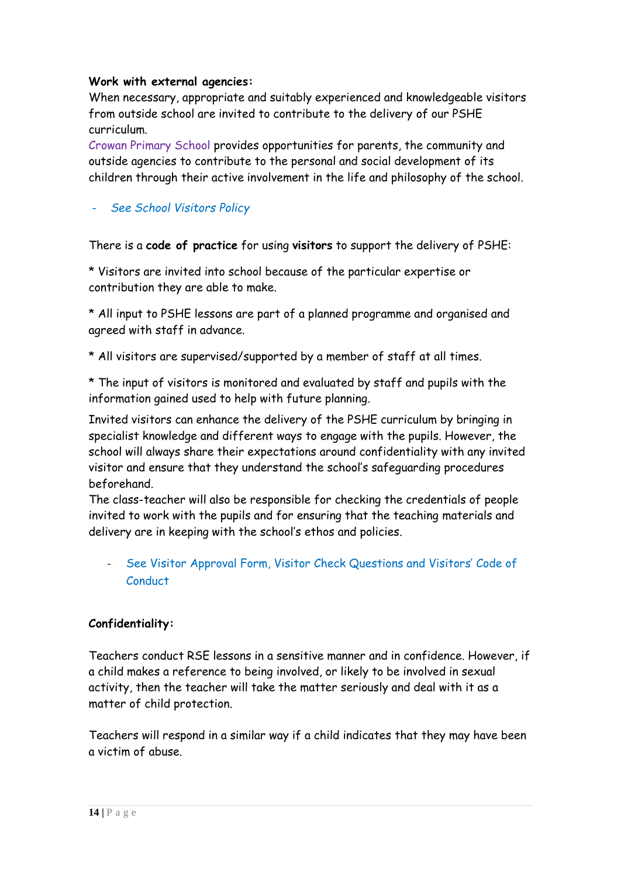**Work with external agencies:**

When necessary, appropriate and suitably experienced and knowledgeable visitors from outside school are invited to contribute to the delivery of our PSHE curriculum.

Crowan Primary School provides opportunities for parents, the community and outside agencies to contribute to the personal and social development of its children through their active involvement in the life and philosophy of the school.

- *See School Visitors Policy*

There is a **code of practice** for using **visitors** to support the delivery of PSHE:

* Visitors are invited into school because of the particular expertise or contribution they are able to make.

* All input to PSHE lessons are part of a planned programme and organised and agreed with staff in advance.

* All visitors are supervised/supported by a member of staff at all times.

* The input of visitors is monitored and evaluated by staff and pupils with the information gained used to help with future planning.

Invited visitors can enhance the delivery of the PSHE curriculum by bringing in specialist knowledge and different ways to engage with the pupils. However, the school will always share their expectations around confidentiality with any invited visitor and ensure that they understand the school's safeguarding procedures beforehand.

The class-teacher will also be responsible for checking the credentials of people invited to work with the pupils and for ensuring that the teaching materials and delivery are in keeping with the school's ethos and policies.

- See Visitor Approval Form, Visitor Check Questions and Visitors' Code of Conduct

**Confidentiality:**

Teachers conduct RSE lessons in a sensitive manner and in confidence. However, if a child makes a reference to being involved, or likely to be involved in sexual activity, then the teacher will take the matter seriously and deal with it as a matter of child protection.

Teachers will respond in a similar way if a child indicates that they may have been a victim of abuse.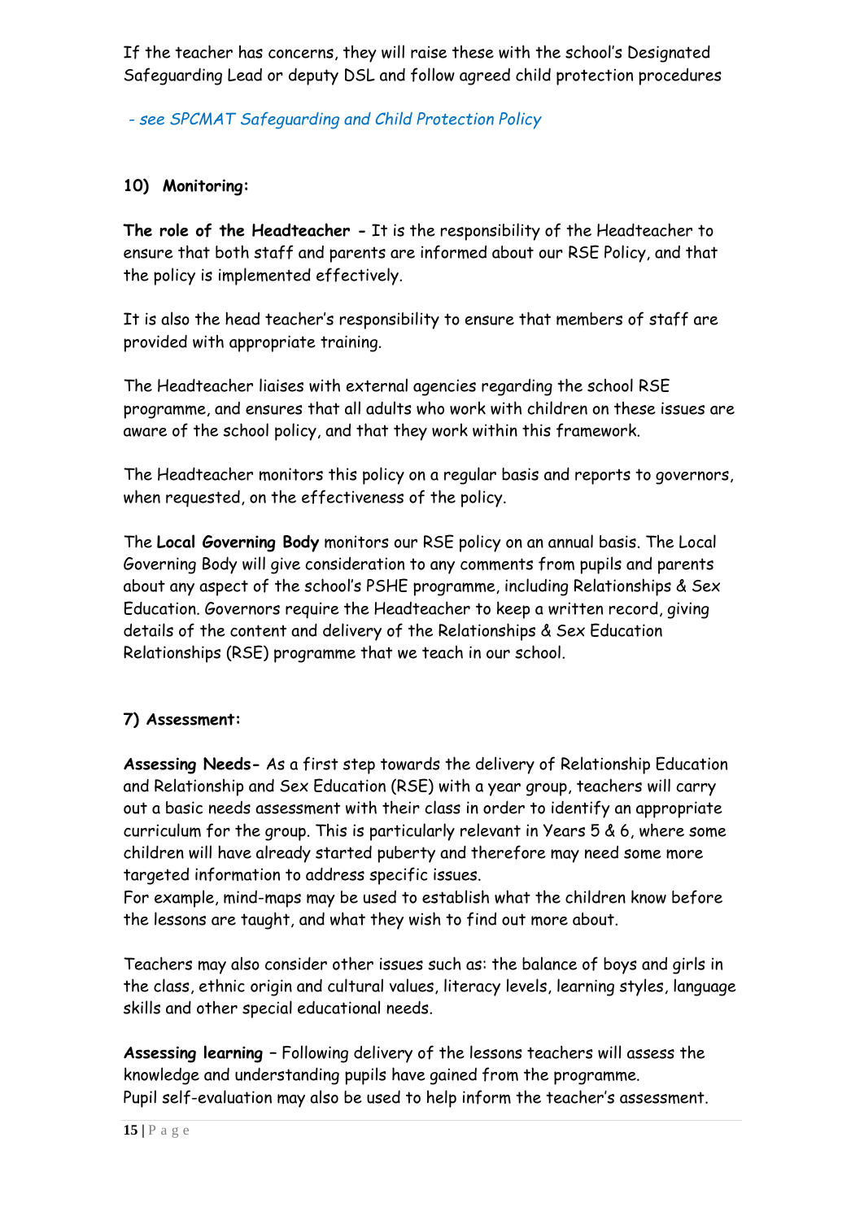If the teacher has concerns, they will raise these with the school's Designated Safeguarding Lead or deputy DSL and follow agreed child protection procedures

*- see SPCMAT Safeguarding and Child Protection Policy*

**10) Monitoring:**

**The role of the Headteacher -** It is the responsibility of the Headteacher to ensure that both staff and parents are informed about our RSE Policy, and that the policy is implemented effectively.

It is also the head teacher's responsibility to ensure that members of staff are provided with appropriate training.

The Headteacher liaises with external agencies regarding the school RSE programme, and ensures that all adults who work with children on these issues are aware of the school policy, and that they work within this framework.

The Headteacher monitors this policy on a regular basis and reports to governors, when requested, on the effectiveness of the policy.

The **Local Governing Body** monitors our RSE policy on an annual basis. The Local Governing Body will give consideration to any comments from pupils and parents about any aspect of the school's PSHE programme, including Relationships & Sex Education. Governors require the Headteacher to keep a written record, giving details of the content and delivery of the Relationships & Sex Education Relationships (RSE) programme that we teach in our school.

**7) Assessment:**

**Assessing Needs-** As a first step towards the delivery of Relationship Education and Relationship and Sex Education (RSE) with a year group, teachers will carry out a basic needs assessment with their class in order to identify an appropriate curriculum for the group. This is particularly relevant in Years 5 & 6, where some children will have already started puberty and therefore may need some more targeted information to address specific issues.
For example, mind-maps may be used to establish what the children know before the lessons are taught, and what they wish to find out more about.

Teachers may also consider other issues such as: the balance of boys and girls in the class, ethnic origin and cultural values, literacy levels, learning styles, language skills and other special educational needs.

**Assessing learning –** Following delivery of the lessons teachers will assess the knowledge and understanding pupils have gained from the programme.
Pupil self-evaluation may also be used to help inform the teacher's assessment.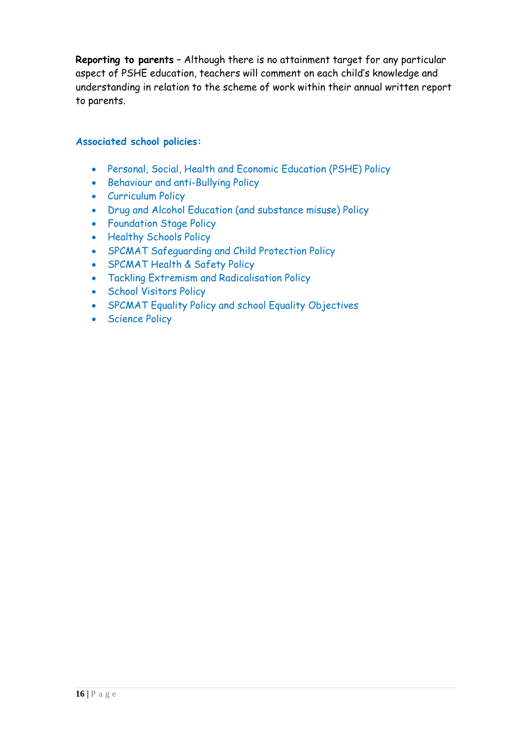**Reporting to parents** – Although there is no attainment target for any particular aspect of PSHE education, teachers will comment on each child's knowledge and understanding in relation to the scheme of work within their annual written report to parents.

**Associated school policies:**

- Personal, Social, Health and Economic Education (PSHE) Policy
- Behaviour and anti-Bullying Policy
- Curriculum Policy
- Drug and Alcohol Education (and substance misuse) Policy
- Foundation Stage Policy
- Healthy Schools Policy
- SPCMAT Safeguarding and Child Protection Policy
- SPCMAT Health & Safety Policy
- Tackling Extremism and Radicalisation Policy
- School Visitors Policy
- SPCMAT Equality Policy and school Equality Objectives
- Science Policy